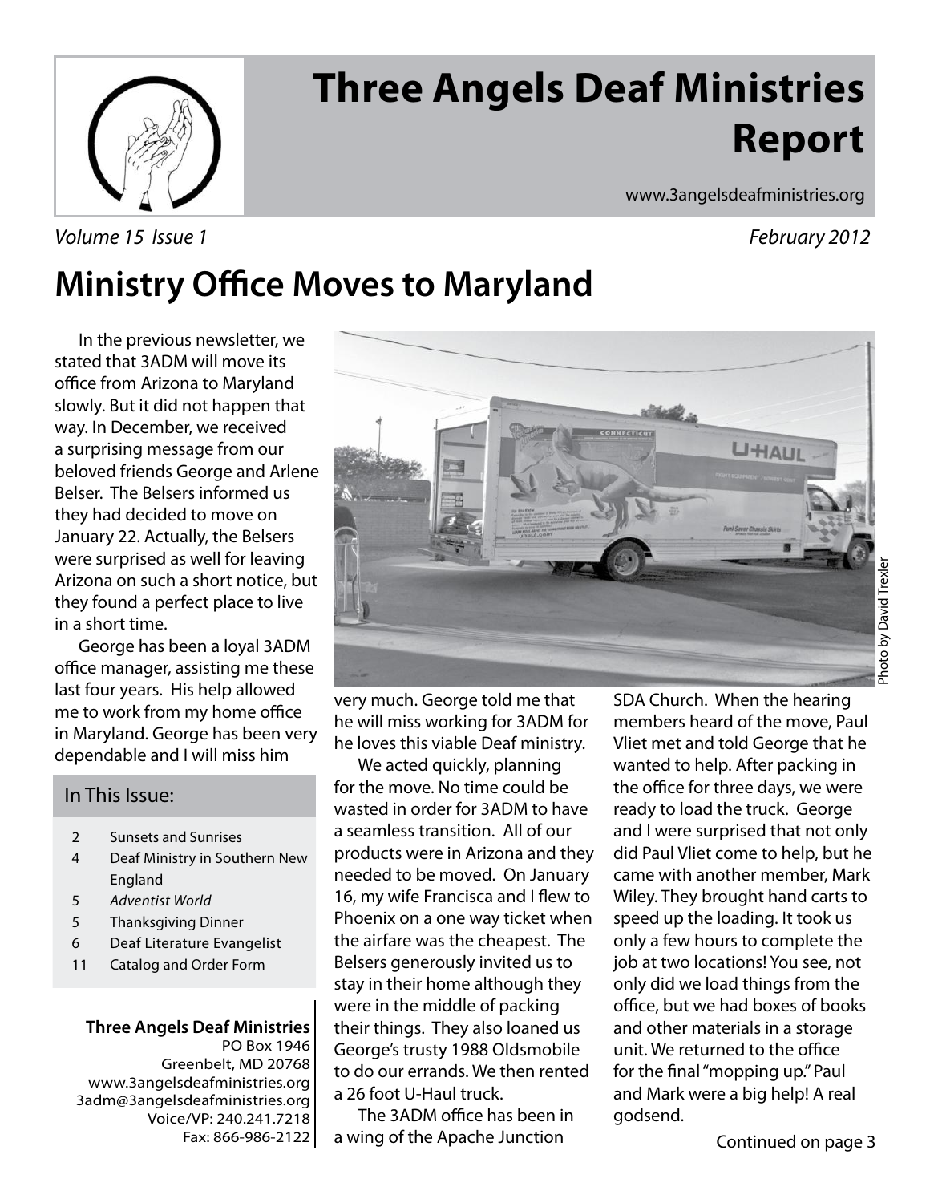# Three Angels Deaf Ministries Report

www.3angelsdeafministries.org

*Volume 15 Issue 1* *February 2012*

## Ministry Office Moves to Maryland

In the previous newsletter, we stated that 3ADM will move its office from Arizona to Maryland slowly. But it did not happen that way. In December, we received a surprising message from our beloved friends George and Arlene Belser. The Belsers informed us they had decided to move on January 22. Actually, the Belsers were surprised as well for leaving Arizona on such a short notice, but they found a perfect place to live in a short time.

George has been a loyal 3ADM office manager, assisting me these last four years. His help allowed me to work from my home office in Maryland. George has been very dependable and I will miss him very much. George told me that he will miss working for 3ADM for he loves this viable Deaf ministry.

Photo by David Trexler

We acted quickly, planning for the move. No time could be wasted in order for 3ADM to have a seamless transition. All of our products were in Arizona and they needed to be moved. On January 16, my wife Francisca and I flew to Phoenix on a one way ticket when the airfare was the cheapest. The Belsers generously invited us to stay in their home although they were in the middle of packing their things. They also loaned us George's trusty 1988 Oldsmobile to do our errands. We then rented a 26 foot U-Haul truck.

The 3ADM office has been in a wing of the Apache Junction SDA Church. When the hearing members heard of the move, Paul Vliet met and told George that he wanted to help. After packing in the office for three days, we were ready to load the truck. George and I were surprised that not only did Paul Vliet come to help, but he came with another member, Mark Wiley. They brought hand carts to speed up the loading. It took us only a few hours to complete the job at two locations! You see, not only did we load things from the office, but we had boxes of books and other materials in a storage unit. We returned to the office for the final "mopping up." Paul and Mark were a big help! A real godsend.

Continued on page 3

### In This Issue:

| | |
|---|---|
| 2 | Sunsets and Sunrises |
| 4 | Deaf Ministry in Southern New England |
| 5 | *Adventist World* |
| 5 | Thanksgiving Dinner |
| 6 | Deaf Literature Evangelist |
| 11 | Catalog and Order Form |

**Three Angels Deaf Ministries**
PO Box 1946
Greenbelt, MD 20768
www.3angelsdeafministries.org
3adm@3angelsdeafministries.org
Voice/VP: 240.241.7218
Fax: 866-986-2122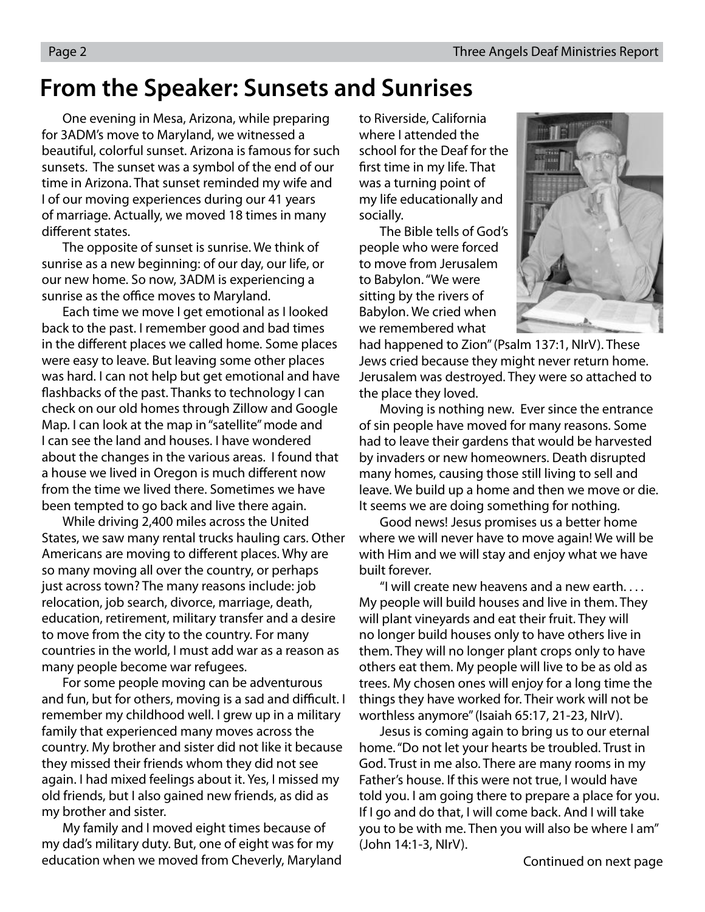# From the Speaker: Sunsets and Sunrises

One evening in Mesa, Arizona, while preparing for 3ADM's move to Maryland, we witnessed a beautiful, colorful sunset. Arizona is famous for such sunsets. The sunset was a symbol of the end of our time in Arizona. That sunset reminded my wife and I of our moving experiences during our 41 years of marriage. Actually, we moved 18 times in many different states.

The opposite of sunset is sunrise. We think of sunrise as a new beginning: of our day, our life, or our new home. So now, 3ADM is experiencing a sunrise as the office moves to Maryland.

Each time we move I get emotional as I looked back to the past. I remember good and bad times in the different places we called home. Some places were easy to leave. But leaving some other places was hard. I can not help but get emotional and have flashbacks of the past. Thanks to technology I can check on our old homes through Zillow and Google Map. I can look at the map in "satellite" mode and I can see the land and houses. I have wondered about the changes in the various areas. I found that a house we lived in Oregon is much different now from the time we lived there. Sometimes we have been tempted to go back and live there again.

While driving 2,400 miles across the United States, we saw many rental trucks hauling cars. Other Americans are moving to different places. Why are so many moving all over the country, or perhaps just across town? The many reasons include: job relocation, job search, divorce, marriage, death, education, retirement, military transfer and a desire to move from the city to the country. For many countries in the world, I must add war as a reason as many people become war refugees.

For some people moving can be adventurous and fun, but for others, moving is a sad and difficult. I remember my childhood well. I grew up in a military family that experienced many moves across the country. My brother and sister did not like it because they missed their friends whom they did not see again. I had mixed feelings about it. Yes, I missed my old friends, but I also gained new friends, as did as my brother and sister.

My family and I moved eight times because of my dad's military duty. But, one of eight was for my education when we moved from Cheverly, Maryland to Riverside, California where I attended the school for the Deaf for the first time in my life. That was a turning point of my life educationally and socially.

The Bible tells of God's people who were forced to move from Jerusalem to Babylon. "We were sitting by the rivers of Babylon. We cried when we remembered what had happened to Zion" (Psalm 137:1, NIrV). These Jews cried because they might never return home. Jerusalem was destroyed. They were so attached to the place they loved.

Moving is nothing new. Ever since the entrance of sin people have moved for many reasons. Some had to leave their gardens that would be harvested by invaders or new homeowners. Death disrupted many homes, causing those still living to sell and leave. We build up a home and then we move or die. It seems we are doing something for nothing.

Good news! Jesus promises us a better home where we will never have to move again! We will be with Him and we will stay and enjoy what we have built forever.

"I will create new heavens and a new earth. . . . My people will build houses and live in them. They will plant vineyards and eat their fruit. They will no longer build houses only to have others live in them. They will no longer plant crops only to have others eat them. My people will live to be as old as trees. My chosen ones will enjoy for a long time the things they have worked for. Their work will not be worthless anymore" (Isaiah 65:17, 21-23, NIrV).

Jesus is coming again to bring us to our eternal home. "Do not let your hearts be troubled. Trust in God. Trust in me also. There are many rooms in my Father's house. If this were not true, I would have told you. I am going there to prepare a place for you. If I go and do that, I will come back. And I will take you to be with me. Then you will also be where I am" (John 14:1-3, NIrV).

Continued on next page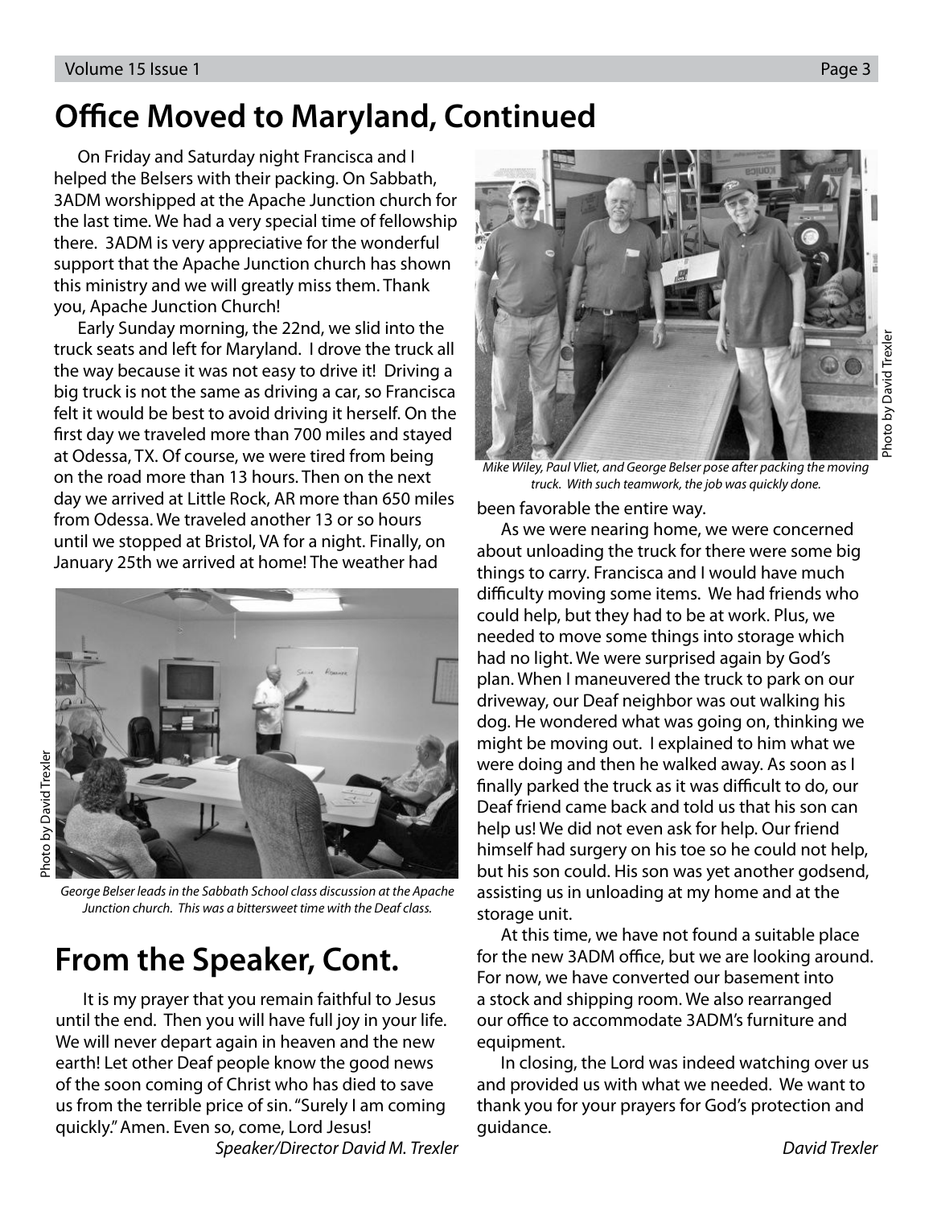# Office Moved to Maryland, Continued

On Friday and Saturday night Francisca and I helped the Belsers with their packing. On Sabbath, 3ADM worshipped at the Apache Junction church for the last time. We had a very special time of fellowship there. 3ADM is very appreciative for the wonderful support that the Apache Junction church has shown this ministry and we will greatly miss them. Thank you, Apache Junction Church!

Early Sunday morning, the 22nd, we slid into the truck seats and left for Maryland. I drove the truck all the way because it was not easy to drive it! Driving a big truck is not the same as driving a car, so Francisca felt it would be best to avoid driving it herself. On the first day we traveled more than 700 miles and stayed at Odessa, TX. Of course, we were tired from being on the road more than 13 hours. Then on the next day we arrived at Little Rock, AR more than 650 miles from Odessa. We traveled another 13 or so hours until we stopped at Bristol, VA for a night. Finally, on January 25th we arrived at home! The weather had been favorable the entire way.

Photo by David Trexler

*George Belser leads in the Sabbath School class discussion at the Apache Junction church. This was a bittersweet time with the Deaf class.*

Photo by David Trexler

*Mike Wiley, Paul Vliet, and George Belser pose after packing the moving truck. With such teamwork, the job was quickly done.*

As we were nearing home, we were concerned about unloading the truck for there were some big things to carry. Francisca and I would have much difficulty moving some items. We had friends who could help, but they had to be at work. Plus, we needed to move some things into storage which had no light. We were surprised again by God's plan. When I maneuvered the truck to park on our driveway, our Deaf neighbor was out walking his dog. He wondered what was going on, thinking we might be moving out. I explained to him what we were doing and then he walked away. As soon as I finally parked the truck as it was difficult to do, our Deaf friend came back and told us that his son can help us! We did not even ask for help. Our friend himself had surgery on his toe so he could not help, but his son could. His son was yet another godsend, assisting us in unloading at my home and at the storage unit.

At this time, we have not found a suitable place for the new 3ADM office, but we are looking around. For now, we have converted our basement into a stock and shipping room. We also rearranged our office to accommodate 3ADM's furniture and equipment.

In closing, the Lord was indeed watching over us and provided us with what we needed. We want to thank you for your prayers for God's protection and guidance.

*David Trexler*

# From the Speaker, Cont.

It is my prayer that you remain faithful to Jesus until the end. Then you will have full joy in your life. We will never depart again in heaven and the new earth! Let other Deaf people know the good news of the soon coming of Christ who has died to save us from the terrible price of sin. "Surely I am coming quickly." Amen. Even so, come, Lord Jesus!

*Speaker/Director David M. Trexler*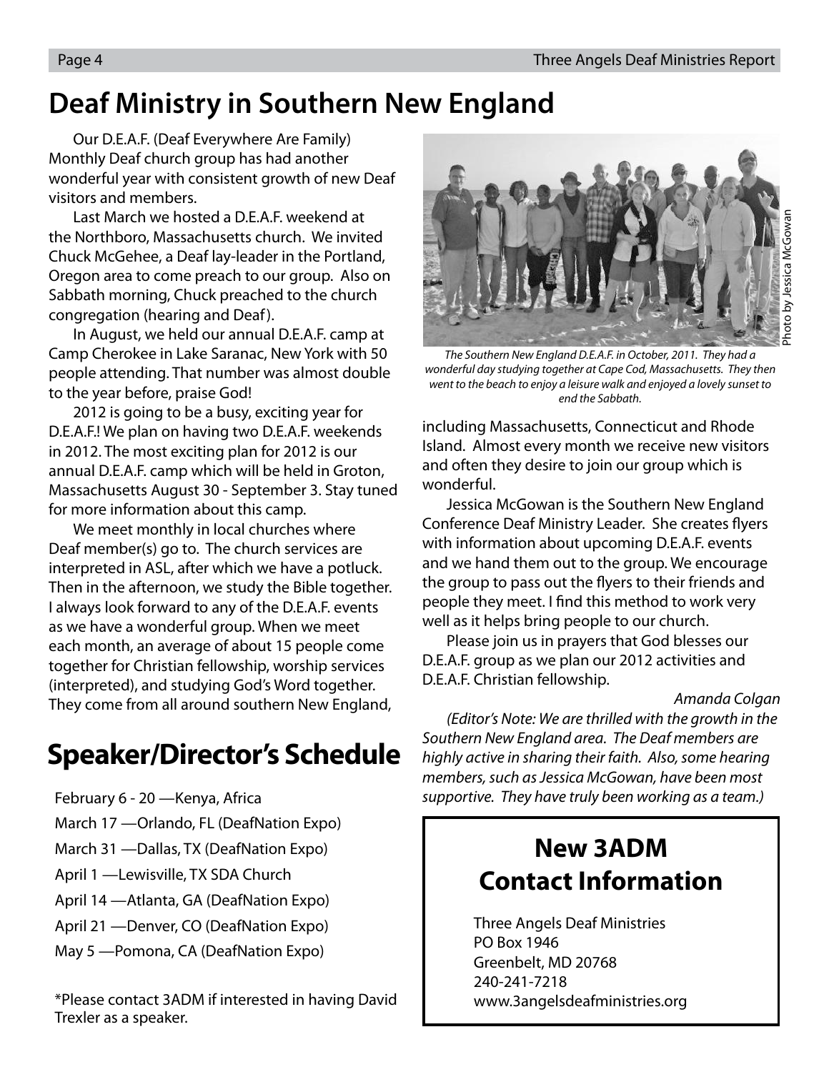# Deaf Ministry in Southern New England

Our D.E.A.F. (Deaf Everywhere Are Family) Monthly Deaf church group has had another wonderful year with consistent growth of new Deaf visitors and members.

Last March we hosted a D.E.A.F. weekend at the Northboro, Massachusetts church. We invited Chuck McGehee, a Deaf lay-leader in the Portland, Oregon area to come preach to our group. Also on Sabbath morning, Chuck preached to the church congregation (hearing and Deaf).

In August, we held our annual D.E.A.F. camp at Camp Cherokee in Lake Saranac, New York with 50 people attending. That number was almost double to the year before, praise God!

2012 is going to be a busy, exciting year for D.E.A.F.! We plan on having two D.E.A.F. weekends in 2012. The most exciting plan for 2012 is our annual D.E.A.F. camp which will be held in Groton, Massachusetts August 30 - September 3. Stay tuned for more information about this camp.

We meet monthly in local churches where Deaf member(s) go to. The church services are interpreted in ASL, after which we have a potluck. Then in the afternoon, we study the Bible together. I always look forward to any of the D.E.A.F. events as we have a wonderful group. When we meet each month, an average of about 15 people come together for Christian fellowship, worship services (interpreted), and studying God's Word together. They come from all around southern New England, including Massachusetts, Connecticut and Rhode Island. Almost every month we receive new visitors and often they desire to join our group which is wonderful.

Photo by Jessica McGowan

*The Southern New England D.E.A.F. in October, 2011. They had a wonderful day studying together at Cape Cod, Massachusetts. They then went to the beach to enjoy a leisure walk and enjoyed a lovely sunset to end the Sabbath.*

Jessica McGowan is the Southern New England Conference Deaf Ministry Leader. She creates flyers with information about upcoming D.E.A.F. events and we hand them out to the group. We encourage the group to pass out the flyers to their friends and people they meet. I find this method to work very well as it helps bring people to our church.

Please join us in prayers that God blesses our D.E.A.F. group as we plan our 2012 activities and D.E.A.F. Christian fellowship.

*Amanda Colgan*

*(Editor's Note: We are thrilled with the growth in the Southern New England area. The Deaf members are highly active in sharing their faith. Also, some hearing members, such as Jessica McGowan, have been most supportive. They have truly been working as a team.)*

# Speaker/Director's Schedule

February 6 - 20 —Kenya, Africa

March 17 —Orlando, FL (DeafNation Expo)

March 31 —Dallas, TX (DeafNation Expo)

April 1 —Lewisville, TX SDA Church

April 14 —Atlanta, GA (DeafNation Expo)

April 21 —Denver, CO (DeafNation Expo)

May 5 —Pomona, CA (DeafNation Expo)

*Please contact 3ADM if interested in having David Trexler as a speaker.

## New 3ADM Contact Information

Three Angels Deaf Ministries
PO Box 1946
Greenbelt, MD 20768
240-241-7218
www.3angelsdeafministries.org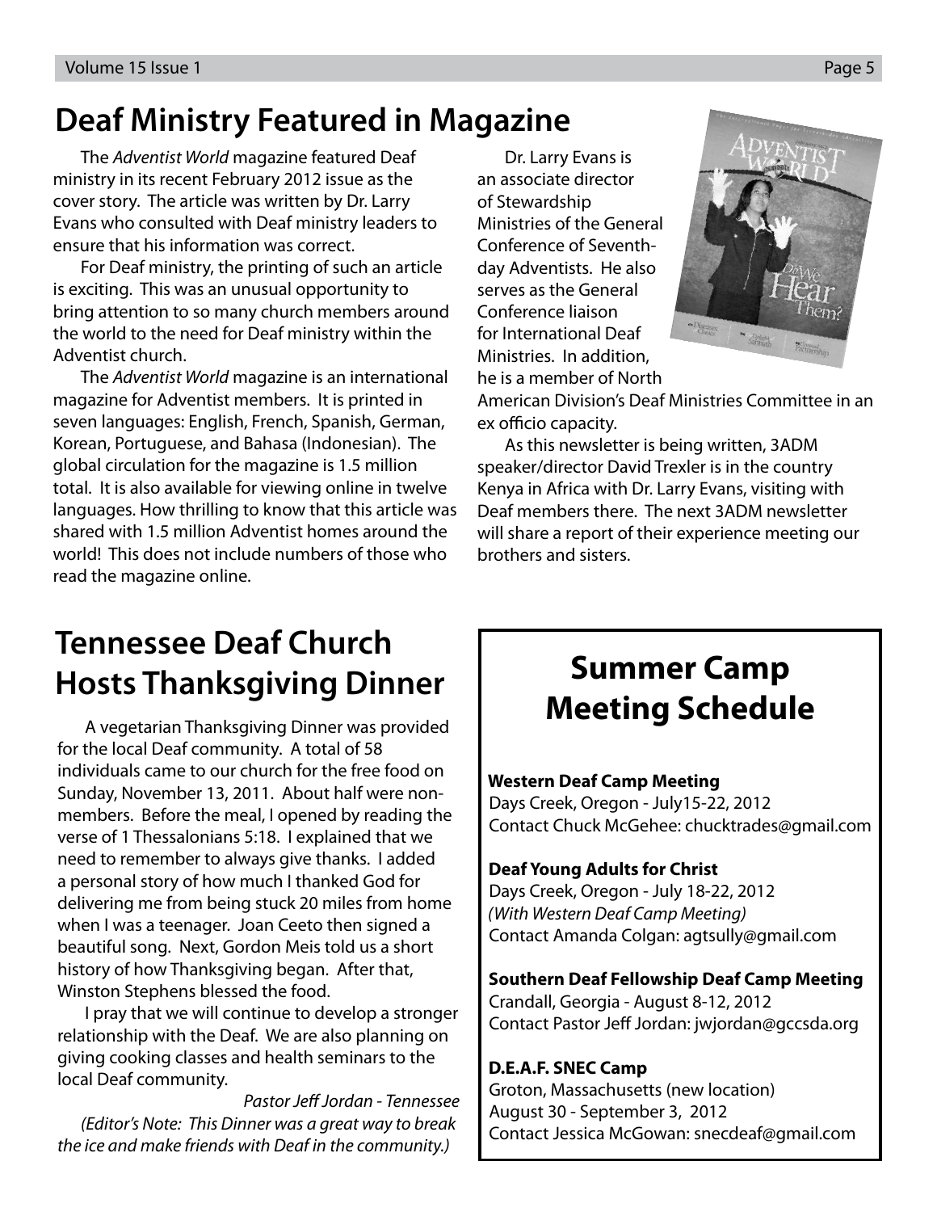# Deaf Ministry Featured in Magazine

The *Adventist World* magazine featured Deaf ministry in its recent February 2012 issue as the cover story. The article was written by Dr. Larry Evans who consulted with Deaf ministry leaders to ensure that his information was correct.

For Deaf ministry, the printing of such an article is exciting. This was an unusual opportunity to bring attention to so many church members around the world to the need for Deaf ministry within the Adventist church.

The *Adventist World* magazine is an international magazine for Adventist members. It is printed in seven languages: English, French, Spanish, German, Korean, Portuguese, and Bahasa (Indonesian). The global circulation for the magazine is 1.5 million total. It is also available for viewing online in twelve languages. How thrilling to know that this article was shared with 1.5 million Adventist homes around the world! This does not include numbers of those who read the magazine online.

Dr. Larry Evans is an associate director of Stewardship Ministries of the General Conference of Seventh-day Adventists. He also serves as the General Conference liaison for International Deaf Ministries. In addition, he is a member of North American Division's Deaf Ministries Committee in an ex officio capacity.

As this newsletter is being written, 3ADM speaker/director David Trexler is in the country Kenya in Africa with Dr. Larry Evans, visiting with Deaf members there. The next 3ADM newsletter will share a report of their experience meeting our brothers and sisters.

# Tennessee Deaf Church Hosts Thanksgiving Dinner

A vegetarian Thanksgiving Dinner was provided for the local Deaf community. A total of 58 individuals came to our church for the free food on Sunday, November 13, 2011. About half were non-members. Before the meal, I opened by reading the verse of 1 Thessalonians 5:18. I explained that we need to remember to always give thanks. I added a personal story of how much I thanked God for delivering me from being stuck 20 miles from home when I was a teenager. Joan Ceeto then signed a beautiful song. Next, Gordon Meis told us a short history of how Thanksgiving began. After that, Winston Stephens blessed the food.

I pray that we will continue to develop a stronger relationship with the Deaf. We are also planning on giving cooking classes and health seminars to the local Deaf community.

*Pastor Jeff Jordan - Tennessee*

*(Editor's Note: This Dinner was a great way to break the ice and make friends with Deaf in the community.)*

# Summer Camp Meeting Schedule

**Western Deaf Camp Meeting**
Days Creek, Oregon - July15-22, 2012
Contact Chuck McGehee: chucktrades@gmail.com

**Deaf Young Adults for Christ**
Days Creek, Oregon - July 18-22, 2012
*(With Western Deaf Camp Meeting)*
Contact Amanda Colgan: agtsully@gmail.com

**Southern Deaf Fellowship Deaf Camp Meeting**
Crandall, Georgia - August 8-12, 2012
Contact Pastor Jeff Jordan: jwjordan@gccsda.org

**D.E.A.F. SNEC Camp**
Groton, Massachusetts (new location)
August 30 - September 3, 2012
Contact Jessica McGowan: snecdeaf@gmail.com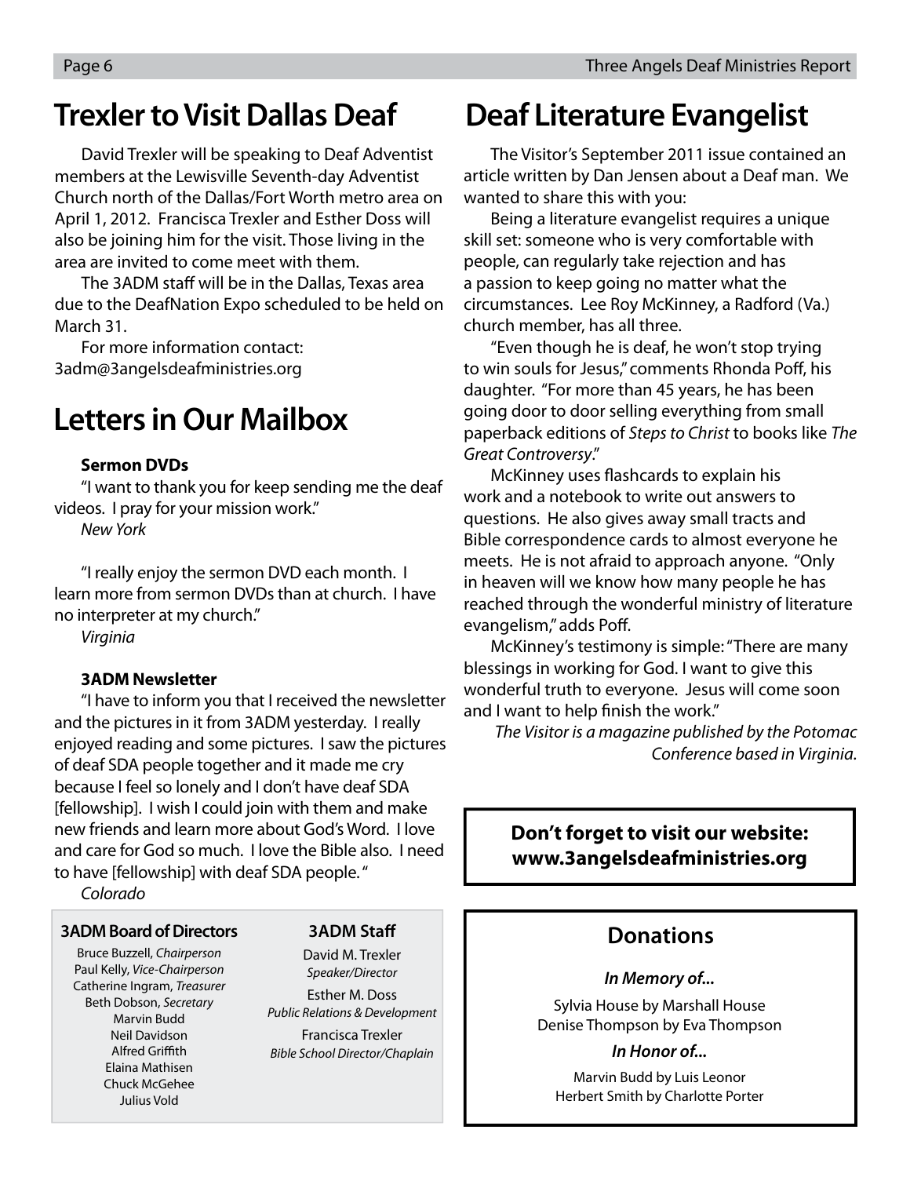## Trexler to Visit Dallas Deaf

David Trexler will be speaking to Deaf Adventist members at the Lewisville Seventh-day Adventist Church north of the Dallas/Fort Worth metro area on April 1, 2012. Francisca Trexler and Esther Doss will also be joining him for the visit. Those living in the area are invited to come meet with them.

The 3ADM staff will be in the Dallas, Texas area due to the DeafNation Expo scheduled to be held on March 31.

For more information contact: 3adm@3angelsdeafministries.org

## Letters in Our Mailbox

**Sermon DVDs**

"I want to thank you for keep sending me the deaf videos. I pray for your mission work."
*New York*

"I really enjoy the sermon DVD each month. I learn more from sermon DVDs than at church. I have no interpreter at my church."
*Virginia*

**3ADM Newsletter**

"I have to inform you that I received the newsletter and the pictures in it from 3ADM yesterday. I really enjoyed reading and some pictures. I saw the pictures of deaf SDA people together and it made me cry because I feel so lonely and I don't have deaf SDA [fellowship]. I wish I could join with them and make new friends and learn more about God's Word. I love and care for God so much. I love the Bible also. I need to have [fellowship] with deaf SDA people."
*Colorado*

**3ADM Board of Directors**

Bruce Buzzell, *Chairperson*
Paul Kelly, *Vice-Chairperson*
Catherine Ingram, *Treasurer*
Beth Dobson, *Secretary*
Marvin Budd
Neil Davidson
Alfred Griffith
Elaina Mathisen
Chuck McGehee
Julius Vold

**3ADM Staff**

David M. Trexler
*Speaker/Director*
Esther M. Doss
*Public Relations & Development*
Francisca Trexler
*Bible School Director/Chaplain*

## Deaf Literature Evangelist

The Visitor's September 2011 issue contained an article written by Dan Jensen about a Deaf man. We wanted to share this with you:

Being a literature evangelist requires a unique skill set: someone who is very comfortable with people, can regularly take rejection and has a passion to keep going no matter what the circumstances. Lee Roy McKinney, a Radford (Va.) church member, has all three.

"Even though he is deaf, he won't stop trying to win souls for Jesus," comments Rhonda Poff, his daughter. "For more than 45 years, he has been going door to door selling everything from small paperback editions of *Steps to Christ* to books like *The Great Controversy*."

McKinney uses flashcards to explain his work and a notebook to write out answers to questions. He also gives away small tracts and Bible correspondence cards to almost everyone he meets. He is not afraid to approach anyone. "Only in heaven will we know how many people he has reached through the wonderful ministry of literature evangelism," adds Poff.

McKinney's testimony is simple: "There are many blessings in working for God. I want to give this wonderful truth to everyone. Jesus will come soon and I want to help finish the work."

*The Visitor is a magazine published by the Potomac Conference based in Virginia.*

**Don't forget to visit our website: www.3angelsdeafministries.org**

### Donations

***In Memory of...***

Sylvia House by Marshall House
Denise Thompson by Eva Thompson

***In Honor of...***

Marvin Budd by Luis Leonor
Herbert Smith by Charlotte Porter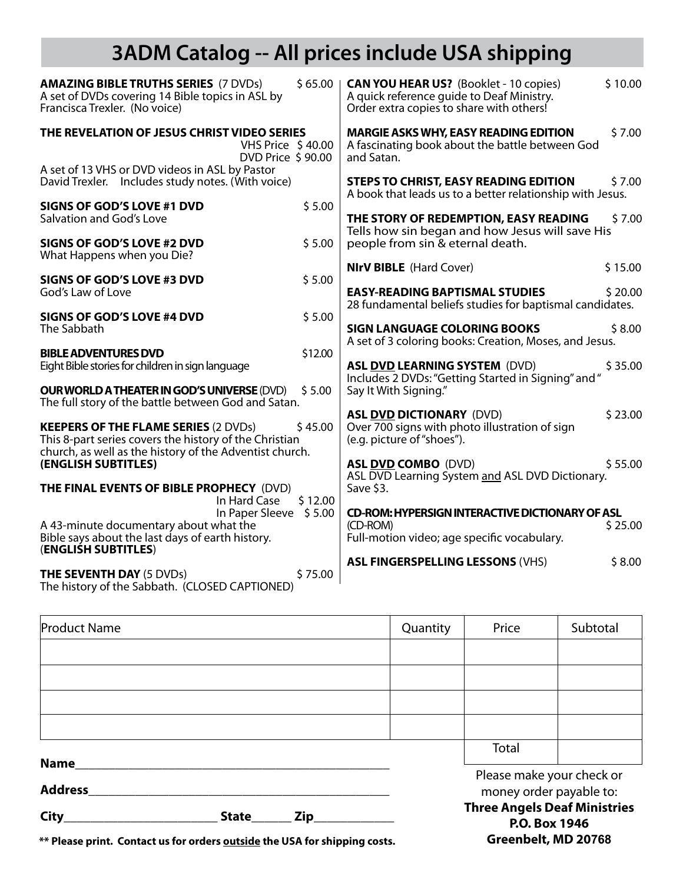# 3ADM Catalog -- All prices include USA shipping

**AMAZING BIBLE TRUTHS SERIES** (7 DVDs) $ 65.00
A set of DVDs covering 14 Bible topics in ASL by Francisca Trexler. (No voice)

**THE REVELATION OF JESUS CHRIST VIDEO SERIES**
VHS Price $ 40.00
DVD Price $ 90.00
A set of 13 VHS or DVD videos in ASL by Pastor David Trexler. Includes study notes. (With voice)

**SIGNS OF GOD'S LOVE #1 DVD** $ 5.00
Salvation and God's Love

**SIGNS OF GOD'S LOVE #2 DVD** $ 5.00
What Happens when you Die?

**SIGNS OF GOD'S LOVE #3 DVD** $ 5.00
God's Law of Love

**SIGNS OF GOD'S LOVE #4 DVD** $ 5.00
The Sabbath

**BIBLE ADVENTURES DVD** $12.00
Eight Bible stories for children in sign language

**OUR WORLD A THEATER IN GOD'S UNIVERSE** (DVD) $ 5.00
The full story of the battle between God and Satan.

**KEEPERS OF THE FLAME SERIES** (2 DVDs) $ 45.00
This 8-part series covers the history of the Christian church, as well as the history of the Adventist church.
**(ENGLISH SUBTITLES)**

**THE FINAL EVENTS OF BIBLE PROPHECY** (DVD)
In Hard Case $ 12.00
In Paper Sleeve $ 5.00
A 43-minute documentary about what the Bible says about the last days of earth history.
(**ENGLISH SUBTITLES**)

**THE SEVENTH DAY** (5 DVDs) $ 75.00
The history of the Sabbath. (CLOSED CAPTIONED)

**CAN YOU HEAR US?** (Booklet - 10 copies) $ 10.00
A quick reference guide to Deaf Ministry. Order extra copies to share with others!

**MARGIE ASKS WHY, EASY READING EDITION** $ 7.00
A fascinating book about the battle between God and Satan.

**STEPS TO CHRIST, EASY READING EDITION** $ 7.00
A book that leads us to a better relationship with Jesus.

**THE STORY OF REDEMPTION, EASY READING** $ 7.00
Tells how sin began and how Jesus will save His people from sin & eternal death.

**NIrV BIBLE** (Hard Cover) $ 15.00

**EASY-READING BAPTISMAL STUDIES** $ 20.00
28 fundamental beliefs studies for baptismal candidates.

**SIGN LANGUAGE COLORING BOOKS** $ 8.00
A set of 3 coloring books: Creation, Moses, and Jesus.

**ASL DVD LEARNING SYSTEM** (DVD) $ 35.00
Includes 2 DVDs: "Getting Started in Signing" and " Say It With Signing."

**ASL DVD DICTIONARY** (DVD) $ 23.00
Over 700 signs with photo illustration of sign (e.g. picture of "shoes").

**ASL DVD COMBO** (DVD) $ 55.00
ASL DVD Learning System and ASL DVD Dictionary. Save $3.

**CD-ROM: HYPERSIGN INTERACTIVE DICTIONARY OF ASL** (CD-ROM) $ 25.00
Full-motion video; age specific vocabulary.

**ASL FINGERSPELLING LESSONS** (VHS) $ 8.00

| Product Name | Quantity | Price | Subtotal |
|---|---|---|---|
| | | | |
| | | | |
| | | | |
| | | | |
| | | Total | |

**Name**_______________________________________________

**Address**_____________________________________________

**City**______________________ **State**______ **Zip**____________

Please make your check or money order payable to:
**Three Angels Deaf Ministries**
**P.O. Box 1946**
**Greenbelt, MD 20768**

**** Please print. Contact us for orders outside the USA for shipping costs.**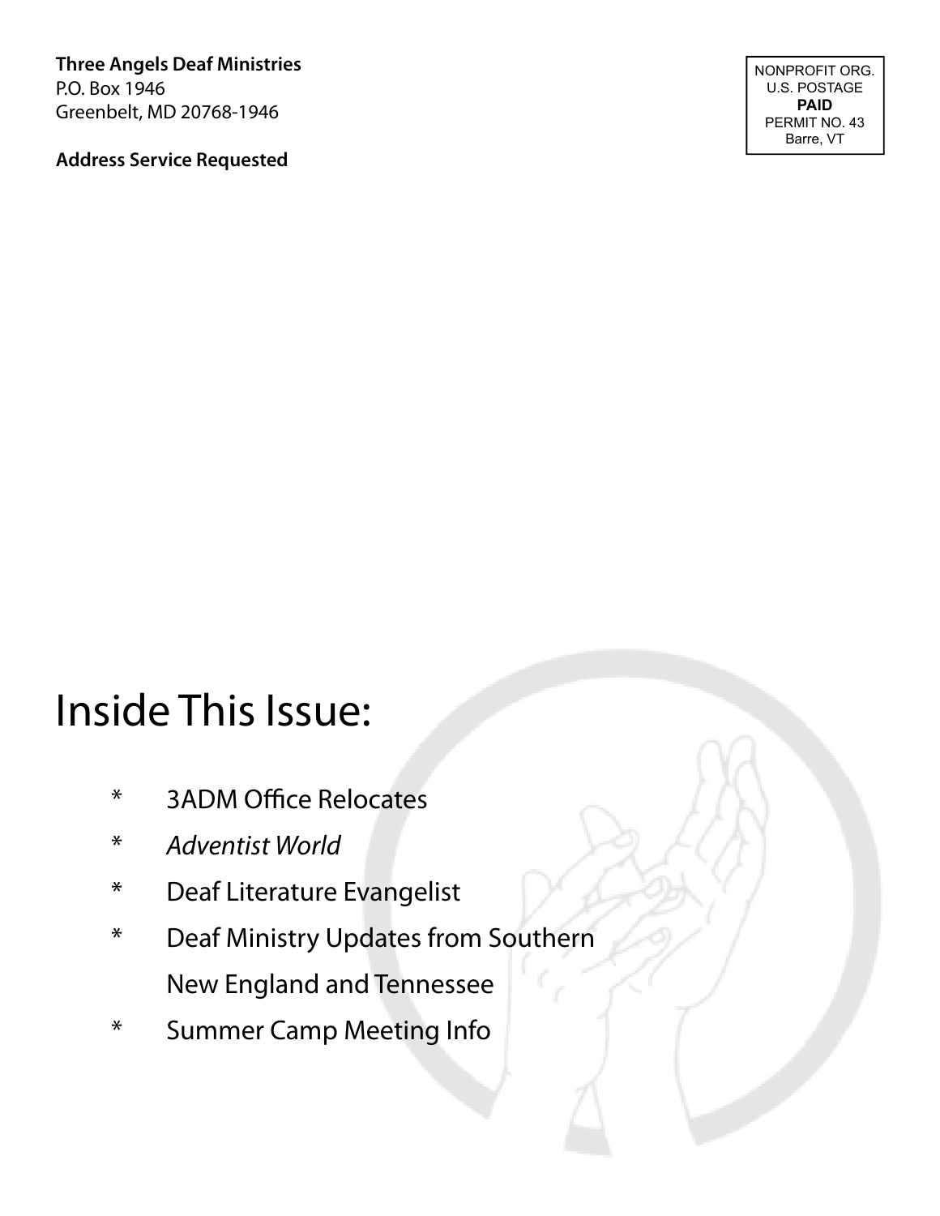**Three Angels Deaf Ministries**
P.O. Box 1946
Greenbelt, MD 20768-1946

**Address Service Requested**

NONPROFIT ORG.
U.S. POSTAGE
**PAID**
PERMIT NO. 43
Barre, VT

# Inside This Issue:

* 3ADM Office Relocates
* *Adventist World*
* Deaf Literature Evangelist
* Deaf Ministry Updates from Southern New England and Tennessee
* Summer Camp Meeting Info